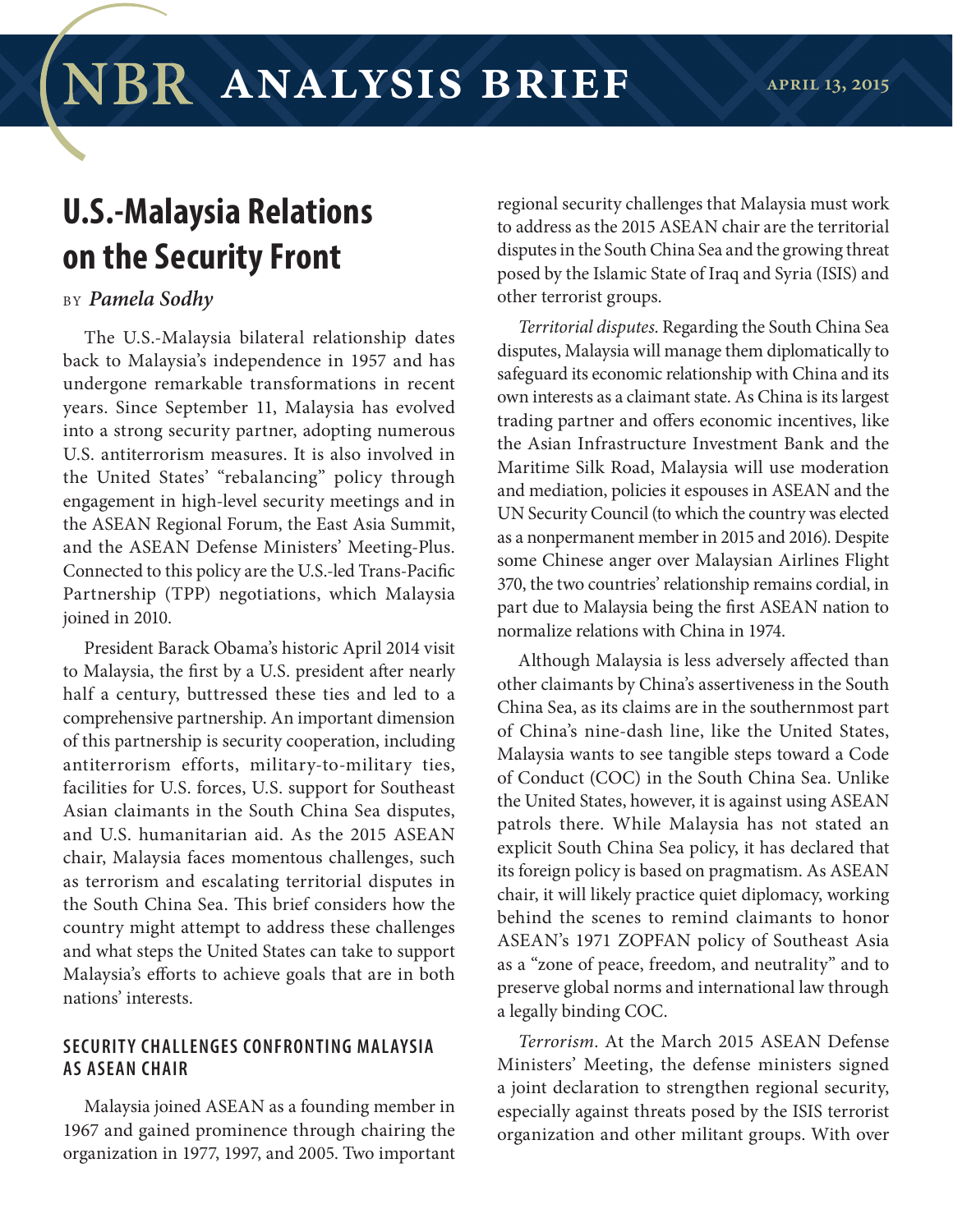NBR ANALYSIS BRIEF

APRIL 13, 2015

# U.S.-Malaysia Relations on the Security Front

BY *Pamela Sodhy*

The U.S.-Malaysia bilateral relationship dates back to Malaysia's independence in 1957 and has undergone remarkable transformations in recent years. Since September 11, Malaysia has evolved into a strong security partner, adopting numerous U.S. antiterrorism measures. It is also involved in the United States' "rebalancing" policy through engagement in high-level security meetings and in the ASEAN Regional Forum, the East Asia Summit, and the ASEAN Defense Ministers' Meeting-Plus. Connected to this policy are the U.S.-led Trans-Pacific Partnership (TPP) negotiations, which Malaysia joined in 2010.

President Barack Obama's historic April 2014 visit to Malaysia, the first by a U.S. president after nearly half a century, buttressed these ties and led to a comprehensive partnership. An important dimension of this partnership is security cooperation, including antiterrorism efforts, military-to-military ties, facilities for U.S. forces, U.S. support for Southeast Asian claimants in the South China Sea disputes, and U.S. humanitarian aid. As the 2015 ASEAN chair, Malaysia faces momentous challenges, such as terrorism and escalating territorial disputes in the South China Sea. This brief considers how the country might attempt to address these challenges and what steps the United States can take to support Malaysia's efforts to achieve goals that are in both nations' interests.

## SECURITY CHALLENGES CONFRONTING MALAYSIA AS ASEAN CHAIR

Malaysia joined ASEAN as a founding member in 1967 and gained prominence through chairing the organization in 1977, 1997, and 2005. Two important regional security challenges that Malaysia must work to address as the 2015 ASEAN chair are the territorial disputes in the South China Sea and the growing threat posed by the Islamic State of Iraq and Syria (ISIS) and other terrorist groups.

*Territorial disputes.* Regarding the South China Sea disputes, Malaysia will manage them diplomatically to safeguard its economic relationship with China and its own interests as a claimant state. As China is its largest trading partner and offers economic incentives, like the Asian Infrastructure Investment Bank and the Maritime Silk Road, Malaysia will use moderation and mediation, policies it espouses in ASEAN and the UN Security Council (to which the country was elected as a nonpermanent member in 2015 and 2016). Despite some Chinese anger over Malaysian Airlines Flight 370, the two countries' relationship remains cordial, in part due to Malaysia being the first ASEAN nation to normalize relations with China in 1974.

Although Malaysia is less adversely affected than other claimants by China's assertiveness in the South China Sea, as its claims are in the southernmost part of China's nine-dash line, like the United States, Malaysia wants to see tangible steps toward a Code of Conduct (COC) in the South China Sea. Unlike the United States, however, it is against using ASEAN patrols there. While Malaysia has not stated an explicit South China Sea policy, it has declared that its foreign policy is based on pragmatism. As ASEAN chair, it will likely practice quiet diplomacy, working behind the scenes to remind claimants to honor ASEAN's 1971 ZOPFAN policy of Southeast Asia as a "zone of peace, freedom, and neutrality" and to preserve global norms and international law through a legally binding COC.

*Terrorism.* At the March 2015 ASEAN Defense Ministers' Meeting, the defense ministers signed a joint declaration to strengthen regional security, especially against threats posed by the ISIS terrorist organization and other militant groups. With over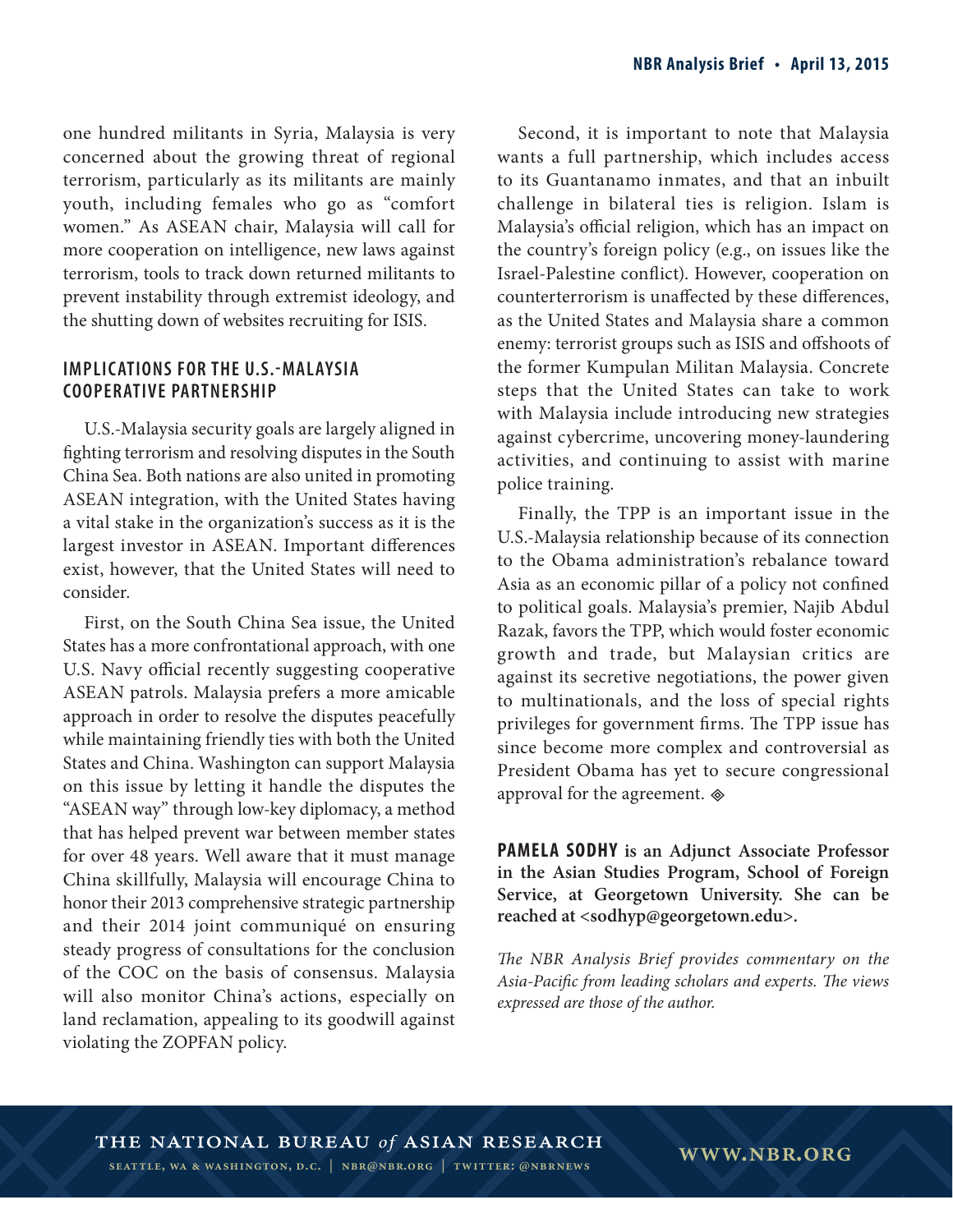one hundred militants in Syria, Malaysia is very concerned about the growing threat of regional terrorism, particularly as its militants are mainly youth, including females who go as "comfort women." As ASEAN chair, Malaysia will call for more cooperation on intelligence, new laws against terrorism, tools to track down returned militants to prevent instability through extremist ideology, and the shutting down of websites recruiting for ISIS.

## IMPLICATIONS FOR THE U.S.-MALAYSIA COOPERATIVE PARTNERSHIP

U.S.-Malaysia security goals are largely aligned in fighting terrorism and resolving disputes in the South China Sea. Both nations are also united in promoting ASEAN integration, with the United States having a vital stake in the organization's success as it is the largest investor in ASEAN. Important differences exist, however, that the United States will need to consider.

First, on the South China Sea issue, the United States has a more confrontational approach, with one U.S. Navy official recently suggesting cooperative ASEAN patrols. Malaysia prefers a more amicable approach in order to resolve the disputes peacefully while maintaining friendly ties with both the United States and China. Washington can support Malaysia on this issue by letting it handle the disputes the "ASEAN way" through low-key diplomacy, a method that has helped prevent war between member states for over 48 years. Well aware that it must manage China skillfully, Malaysia will encourage China to honor their 2013 comprehensive strategic partnership and their 2014 joint communiqué on ensuring steady progress of consultations for the conclusion of the COC on the basis of consensus. Malaysia will also monitor China's actions, especially on land reclamation, appealing to its goodwill against violating the ZOPFAN policy.

Second, it is important to note that Malaysia wants a full partnership, which includes access to its Guantanamo inmates, and that an inbuilt challenge in bilateral ties is religion. Islam is Malaysia's official religion, which has an impact on the country's foreign policy (e.g., on issues like the Israel-Palestine conflict). However, cooperation on counterterrorism is unaffected by these differences, as the United States and Malaysia share a common enemy: terrorist groups such as ISIS and offshoots of the former Kumpulan Militan Malaysia. Concrete steps that the United States can take to work with Malaysia include introducing new strategies against cybercrime, uncovering money-laundering activities, and continuing to assist with marine police training.

Finally, the TPP is an important issue in the U.S.-Malaysia relationship because of its connection to the Obama administration's rebalance toward Asia as an economic pillar of a policy not confined to political goals. Malaysia's premier, Najib Abdul Razak, favors the TPP, which would foster economic growth and trade, but Malaysian critics are against its secretive negotiations, the power given to multinationals, and the loss of special rights privileges for government firms. The TPP issue has since become more complex and controversial as President Obama has yet to secure congressional approval for the agreement. ◈

**PAMELA SODHY is an Adjunct Associate Professor in the Asian Studies Program, School of Foreign Service, at Georgetown University. She can be reached at <sodhyp@georgetown.edu>.**

*The NBR Analysis Brief provides commentary on the Asia-Pacific from leading scholars and experts. The views expressed are those of the author.*

THE NATIONAL BUREAU *of* ASIAN RESEARCH

SEATTLE, WA & WASHINGTON, D.C. | NBR@NBR.ORG | TWITTER: @NBRNEWS

WWW.NBR.ORG